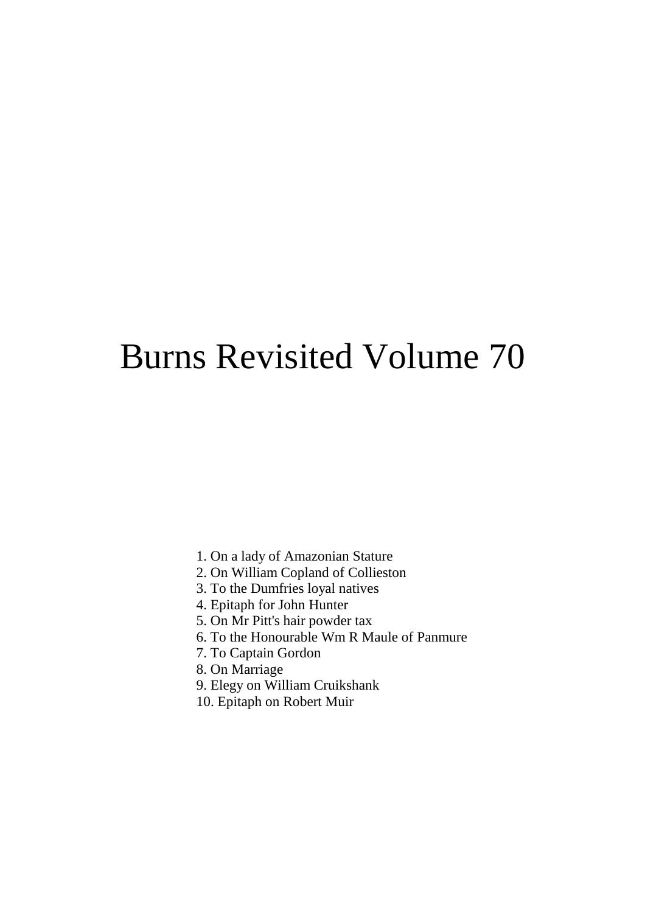# Burns Revisited Volume 70

1. On a lady of Amazonian Stature
2. On William Copland of Collieston
3. To the Dumfries loyal natives
4. Epitaph for John Hunter
5. On Mr Pitt's hair powder tax
6. To the Honourable Wm R Maule of Panmure
7. To Captain Gordon
8. On Marriage
9. Elegy on William Cruikshank
10. Epitaph on Robert Muir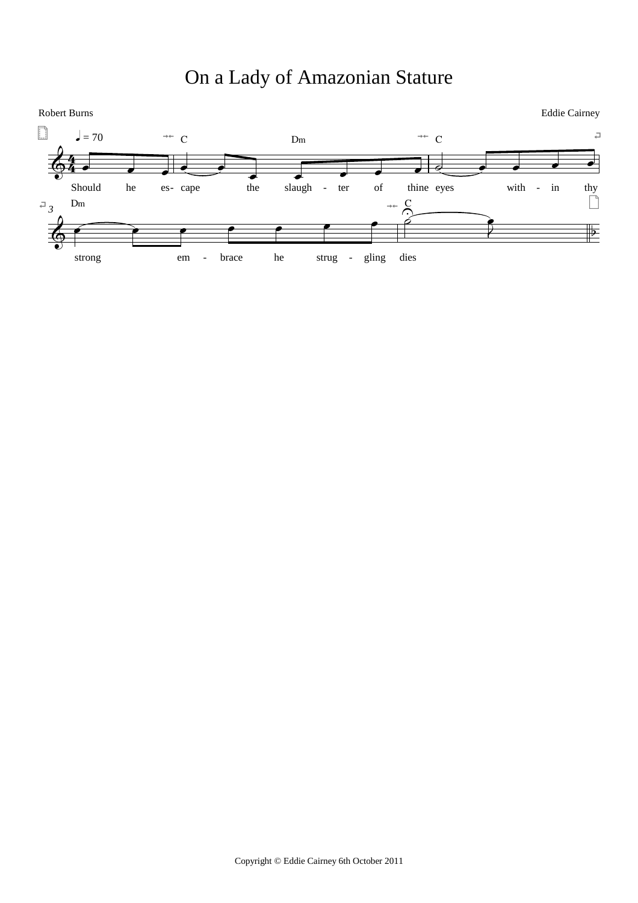# On a Lady of Amazonian Stature

Robert Burns

Eddie Cairney

♩ = 70

C Dm C

Should he es- cape the slaugh - ter of thine eyes with - in thy

Dm C

strong em - brace he strug - gling dies

Copyright © Eddie Cairney 6th October 2011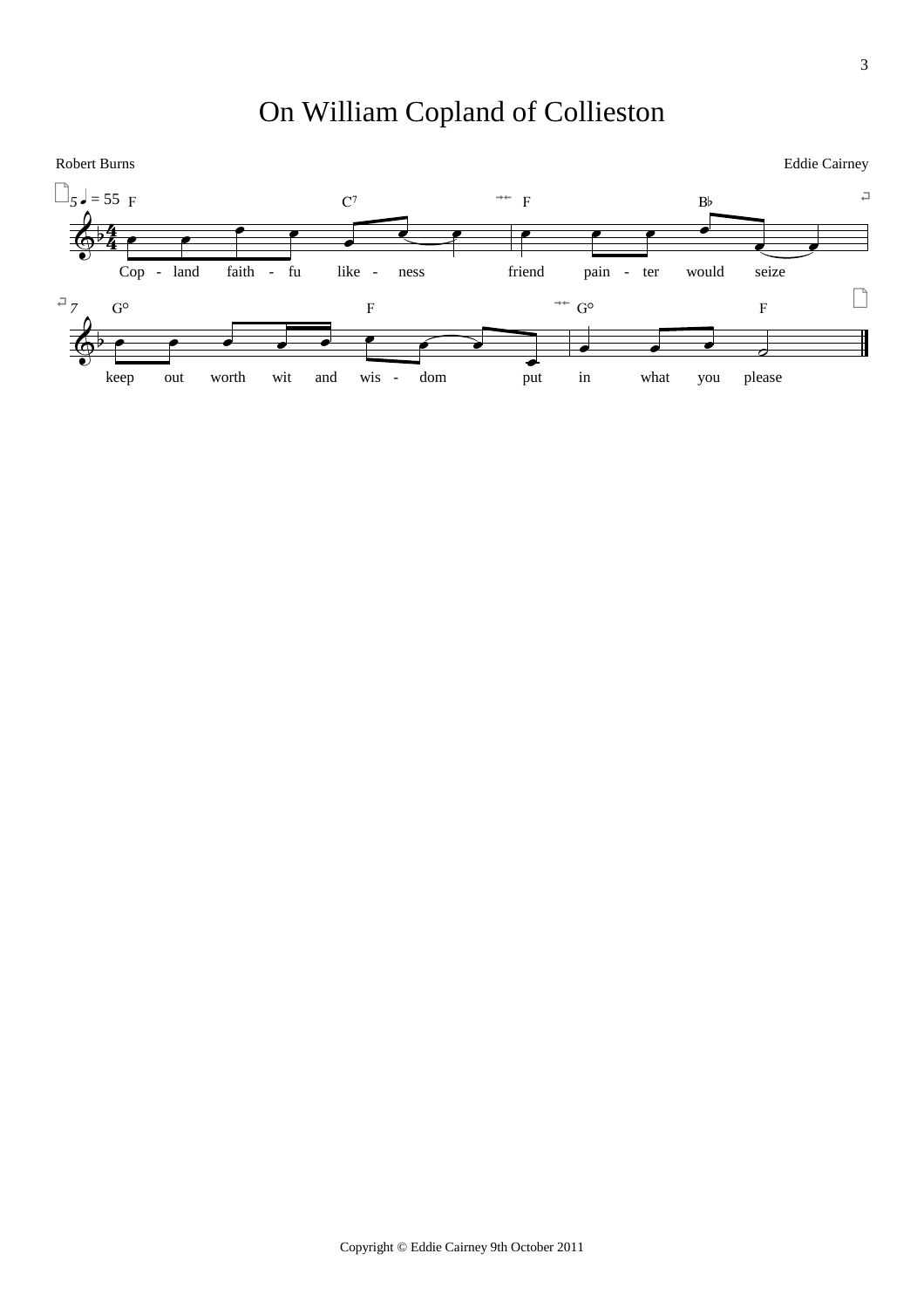# On William Copland of Collieston

Robert Burns

Eddie Cairney

Copyright © Eddie Cairney 9th October 2011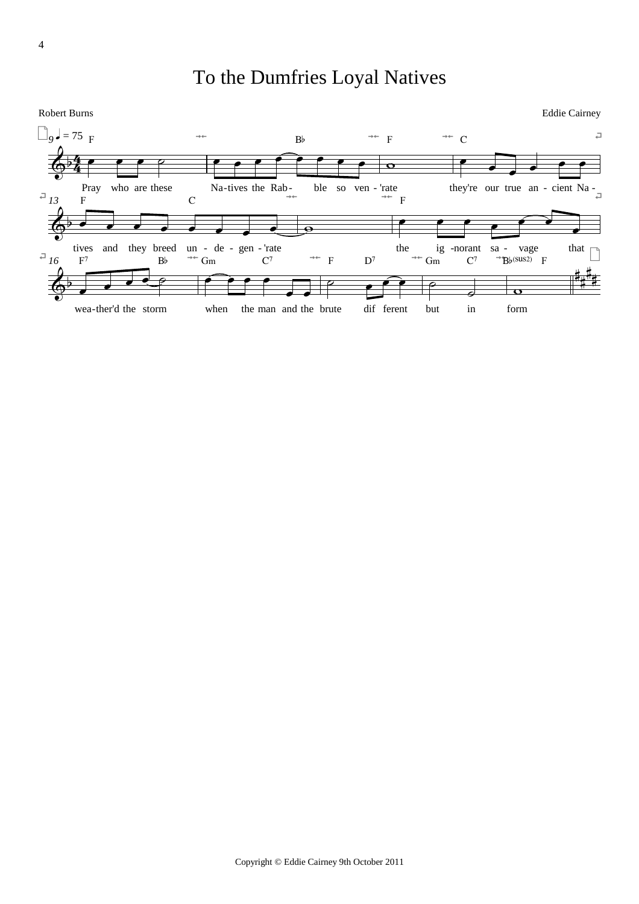# To the Dumfries Loyal Natives

Robert Burns

Eddie Cairney

♩ = 75

| Chords | Lyrics |
|---|---|
| F | Pray who are these |
| B♭ | Na-tives the Rab- ble so |
| F | ven - 'rate |
| C | they're our true an - cient Na - |
| F | tives and they breed |
| C | un - de - gen - 'rate |
| F | the ig -norant sa - vage that |
| F7 | wea-ther'd the |
| B♭ | storm |
| Gm | when |
| C7 | the man and the |
| F | brute |
| D7 | dif ferent |
| Gm | but |
| C7 | in |
| B♭(sus2) | |
| F | form |

Copyright © Eddie Cairney 9th October 2011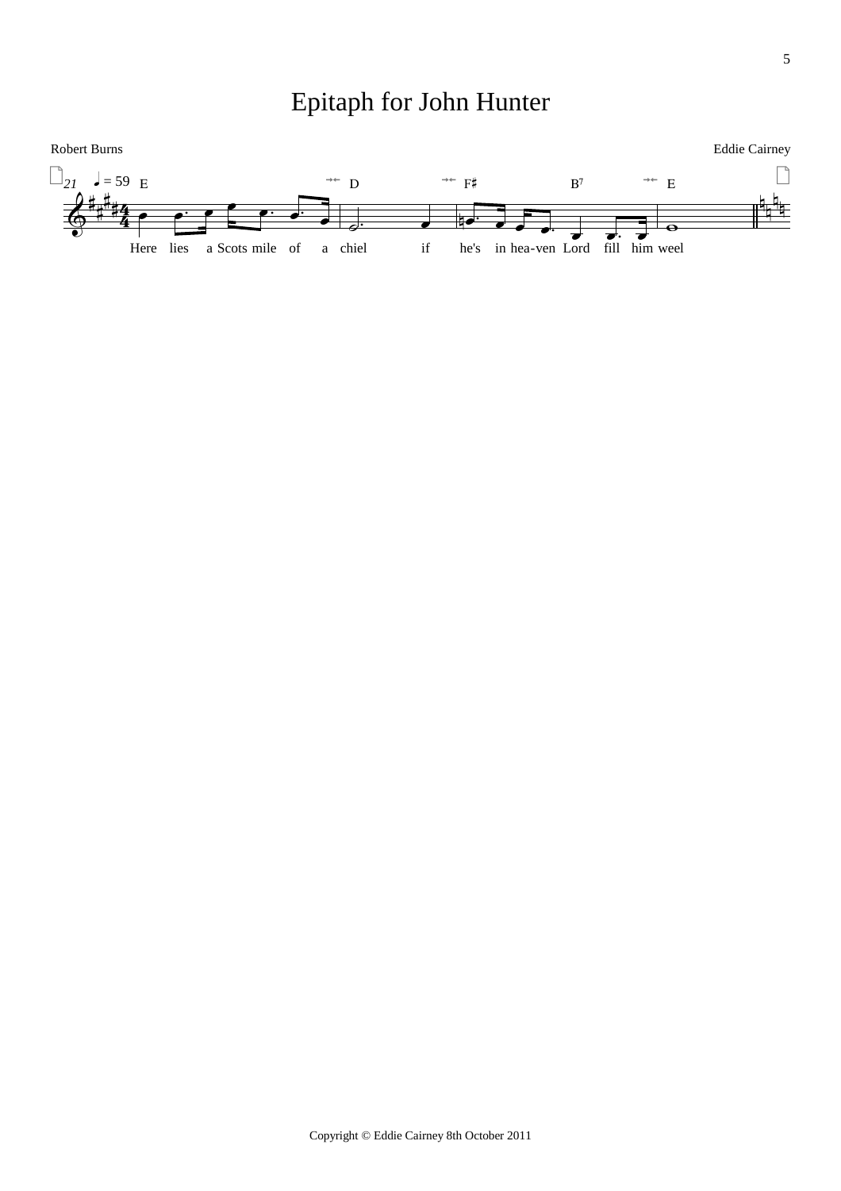# Epitaph for John Hunter

Robert Burns

Eddie Cairney

Here lies a Scots mile of a chiel if he's in hea-ven Lord fill him weel

Copyright © Eddie Cairney 8th October 2011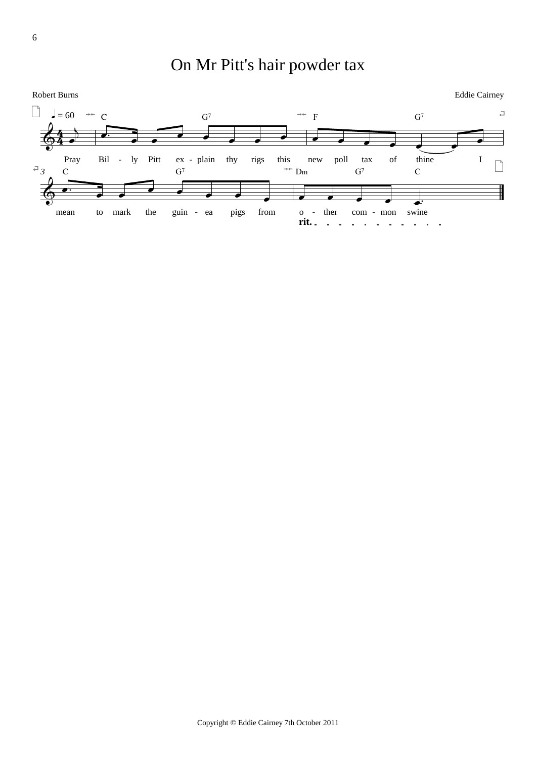# On Mr Pitt's hair powder tax

Robert Burns

Eddie Cairney

♩ = 60

C G7 F G7

Pray Bil - ly Pitt ex - plain thy rigs this new poll tax of thine I

C G7 Dm G7 C

mean to mark the guin - ea pigs from o - ther com - mon swine

rit.

Copyright © Eddie Cairney 7th October 2011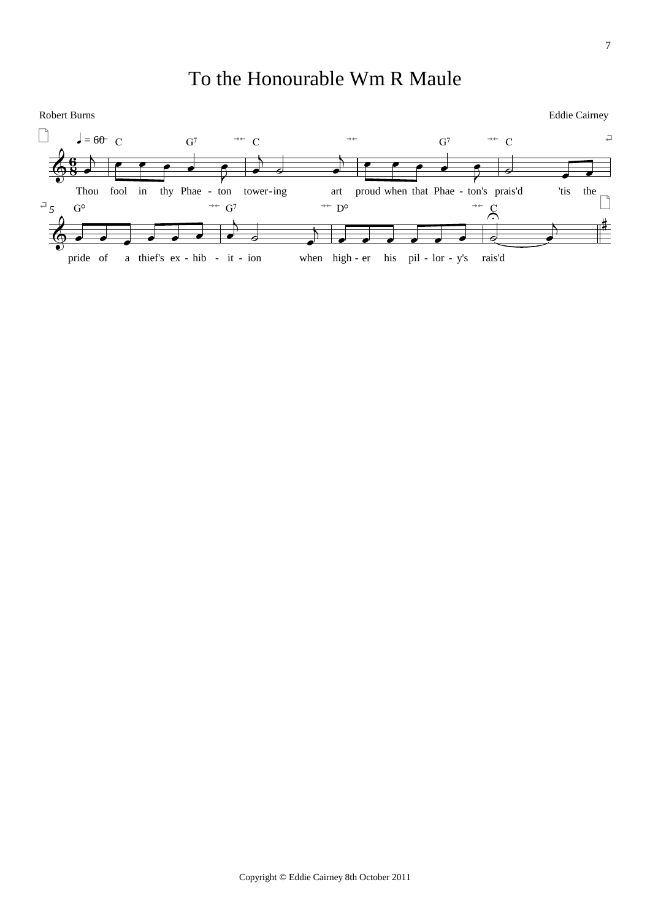# To the Honourable Wm R Maule

Robert Burns

Eddie Cairney

Thou fool in thy Phae - ton tower-ing art proud when that Phae - ton's prais'd 'tis the pride of a thief's ex - hib - it - ion when high - er his pil - lor - y's rais'd

Copyright © Eddie Cairney 8th October 2011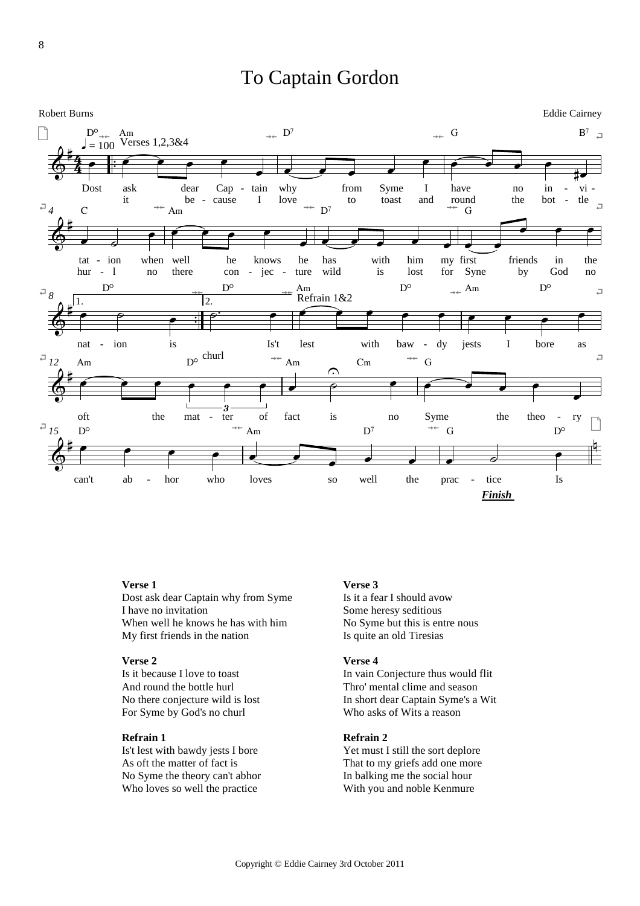# To Captain Gordon

Robert Burns

Eddie Cairney

**Verse 1**
Dost ask dear Captain why from Syme
I have no invitation
When well he knows he has with him
My first friends in the nation

**Verse 2**
Is it because I love to toast
And round the bottle hurl
No there conjecture wild is lost
For Syme by God's no churl

**Refrain 1**
Is't lest with bawdy jests I bore
As oft the matter of fact is
No Syme the theory can't abhor
Who loves so well the practice

**Verse 3**
Is it a fear I should avow
Some heresy seditious
No Syme but this is entre nous
Is quite an old Tiresias

**Verse 4**
In vain Conjecture thus would flit
Thro' mental clime and season
In short dear Captain Syme's a Wit
Who asks of Wits a reason

**Refrain 2**
Yet must I still the sort deplore
That to my griefs add one more
In balking me the social hour
With you and noble Kenmure

Copyright © Eddie Cairney 3rd October 2011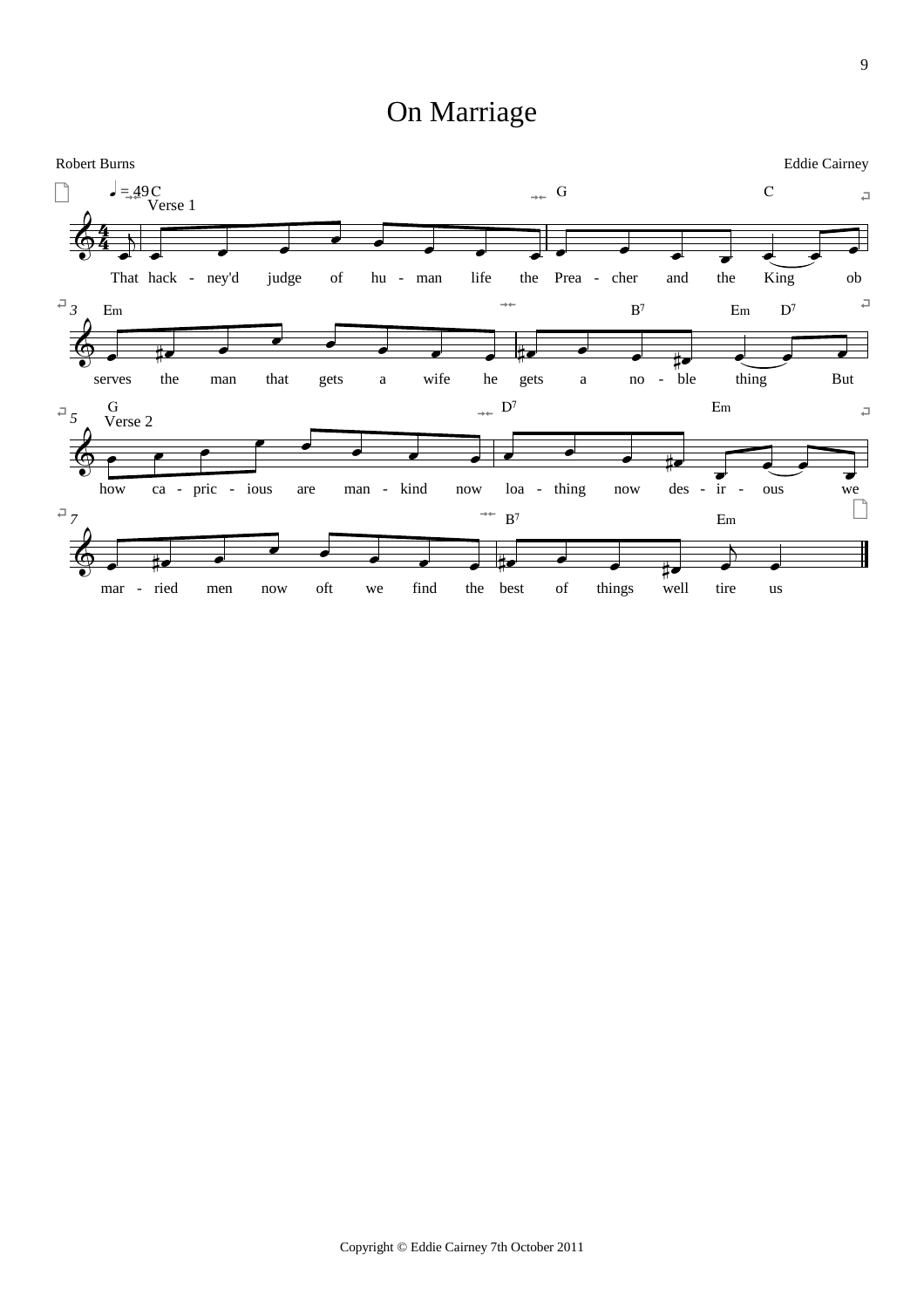# On Marriage

Robert Burns

Eddie Cairney

♩ = 49

Verse 1

C — G — C

That hack - ney'd judge of hu - man life the Prea - cher and the King ob

Em — B7 — Em D7

serves the man that gets a wife he gets a no - ble thing But

Verse 2

G — D7 — Em

how ca - pric - ious are man - kind now loa - thing now des - ir - ous we

B7 — Em

mar - ried men now oft we find the best of things well tire us

Copyright © Eddie Cairney 7th October 2011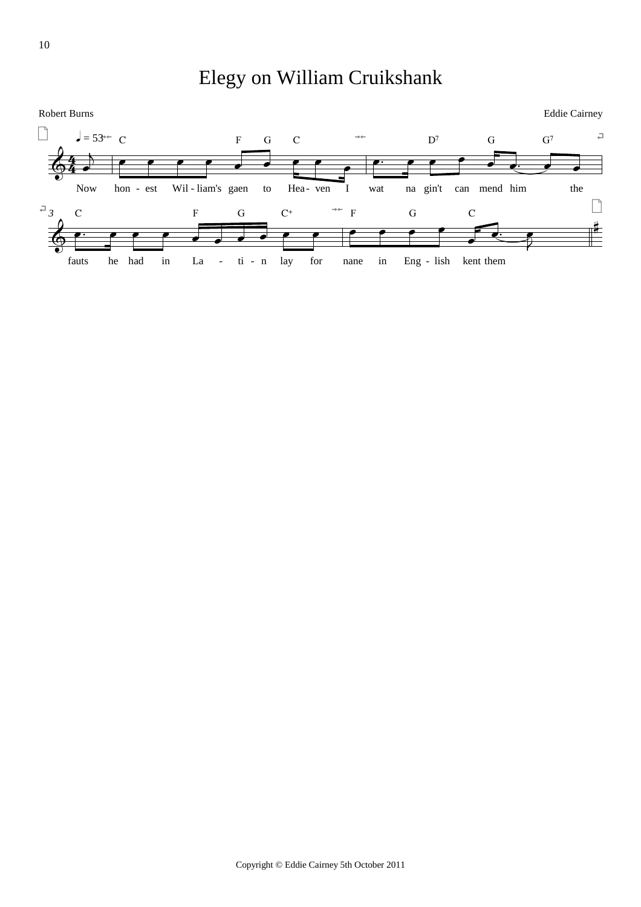# Elegy on William Cruikshank

Robert Burns

Eddie Cairney

Now honest William's gaen to Heaven I wat na gin't can mend him the fauts he had in Latin lay for nane in English kent them

Copyright © Eddie Cairney 5th October 2011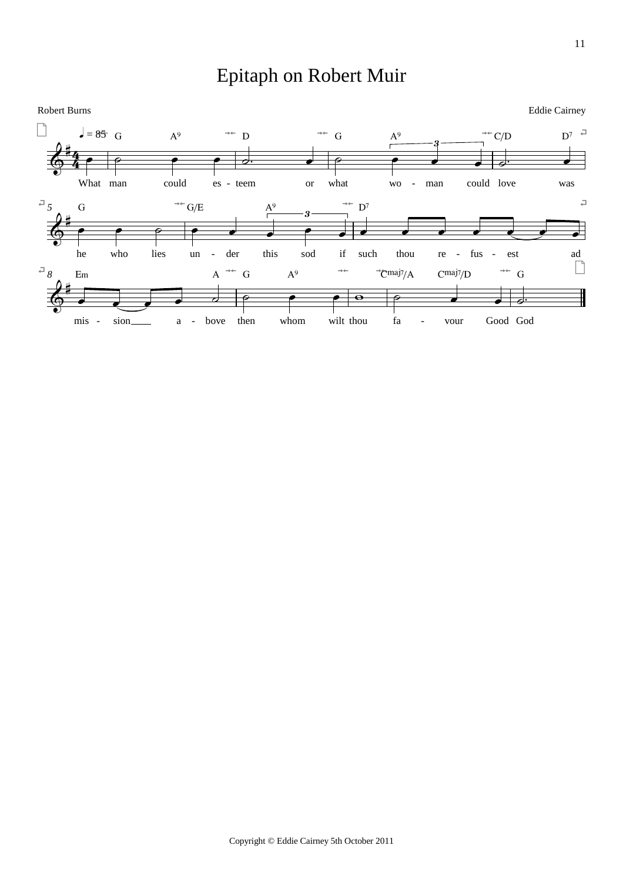# Epitaph on Robert Muir

Robert Burns

Eddie Cairney

♩ = 85

G A9 D G A9 C/D D7

What man could es - teem or what wo - man could love was

G G/E A9 D7

he who lies un - der this sod if such thou re - fus - est ad

Em A G A9 Cmaj7/A Cmaj7/D G

mis - sion a - bove then whom wilt thou fa - vour Good God

Copyright © Eddie Cairney 5th October 2011